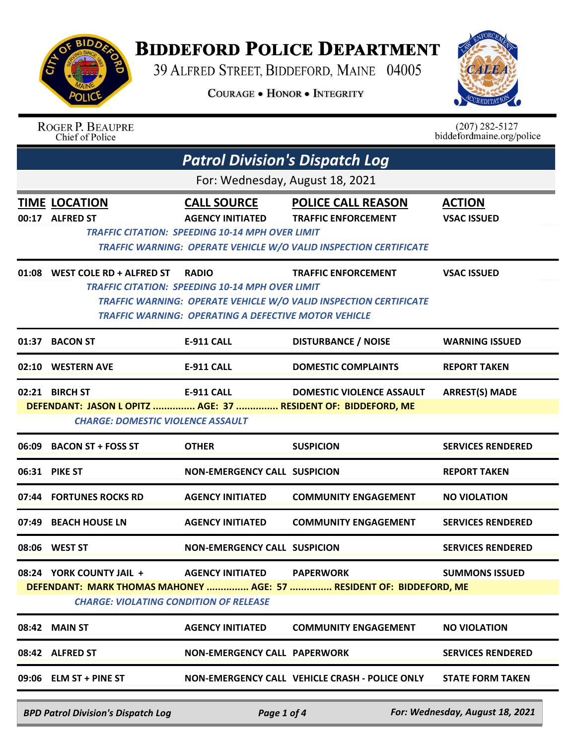# BIDDEFORD POLICE DEPARTMENT

39 ALFRED STREET, BIDDEFORD, MAINE 04005

COURAGE • HONOR • INTEGRITY

ROGER P. BEAUPRE
Chief of Police

(207) 282-5127
biddefordmaine.org/police

## *Patrol Division's Dispatch Log*

For: Wednesday, August 18, 2021

| TIME | LOCATION | CALL SOURCE | POLICE CALL REASON | ACTION |
|---|---|---|---|---|
| 00:17 | ALFRED ST | AGENCY INITIATED | TRAFFIC ENFORCEMENT | VSAC ISSUED |
| | *TRAFFIC CITATION: SPEEDING 10-14 MPH OVER LIMIT* | | | |
| | *TRAFFIC WARNING: OPERATE VEHICLE W/O VALID INSPECTION CERTIFICATE* | | | |
| 01:08 | WEST COLE RD + ALFRED ST | RADIO | TRAFFIC ENFORCEMENT | VSAC ISSUED |
| | *TRAFFIC CITATION: SPEEDING 10-14 MPH OVER LIMIT* | | | |
| | *TRAFFIC WARNING: OPERATE VEHICLE W/O VALID INSPECTION CERTIFICATE* | | | |
| | *TRAFFIC WARNING: OPERATING A DEFECTIVE MOTOR VEHICLE* | | | |
| 01:37 | BACON ST | E-911 CALL | DISTURBANCE / NOISE | WARNING ISSUED |
| 02:10 | WESTERN AVE | E-911 CALL | DOMESTIC COMPLAINTS | REPORT TAKEN |
| 02:21 | BIRCH ST | E-911 CALL | DOMESTIC VIOLENCE ASSAULT | ARREST(S) MADE |
| | DEFENDANT: JASON L OPITZ ............... AGE: 37 ............... RESIDENT OF: BIDDEFORD, ME | | | |
| | *CHARGE: DOMESTIC VIOLENCE ASSAULT* | | | |
| 06:09 | BACON ST + FOSS ST | OTHER | SUSPICION | SERVICES RENDERED |
| 06:31 | PIKE ST | NON-EMERGENCY CALL | SUSPICION | REPORT TAKEN |
| 07:44 | FORTUNES ROCKS RD | AGENCY INITIATED | COMMUNITY ENGAGEMENT | NO VIOLATION |
| 07:49 | BEACH HOUSE LN | AGENCY INITIATED | COMMUNITY ENGAGEMENT | SERVICES RENDERED |
| 08:06 | WEST ST | NON-EMERGENCY CALL | SUSPICION | SERVICES RENDERED |
| 08:24 | YORK COUNTY JAIL + | AGENCY INITIATED | PAPERWORK | SUMMONS ISSUED |
| | DEFENDANT: MARK THOMAS MAHONEY ............... AGE: 57 ............... RESIDENT OF: BIDDEFORD, ME | | | |
| | *CHARGE: VIOLATING CONDITION OF RELEASE* | | | |
| 08:42 | MAIN ST | AGENCY INITIATED | COMMUNITY ENGAGEMENT | NO VIOLATION |
| 08:42 | ALFRED ST | NON-EMERGENCY CALL | PAPERWORK | SERVICES RENDERED |
| 09:06 | ELM ST + PINE ST | NON-EMERGENCY CALL | VEHICLE CRASH - POLICE ONLY | STATE FORM TAKEN |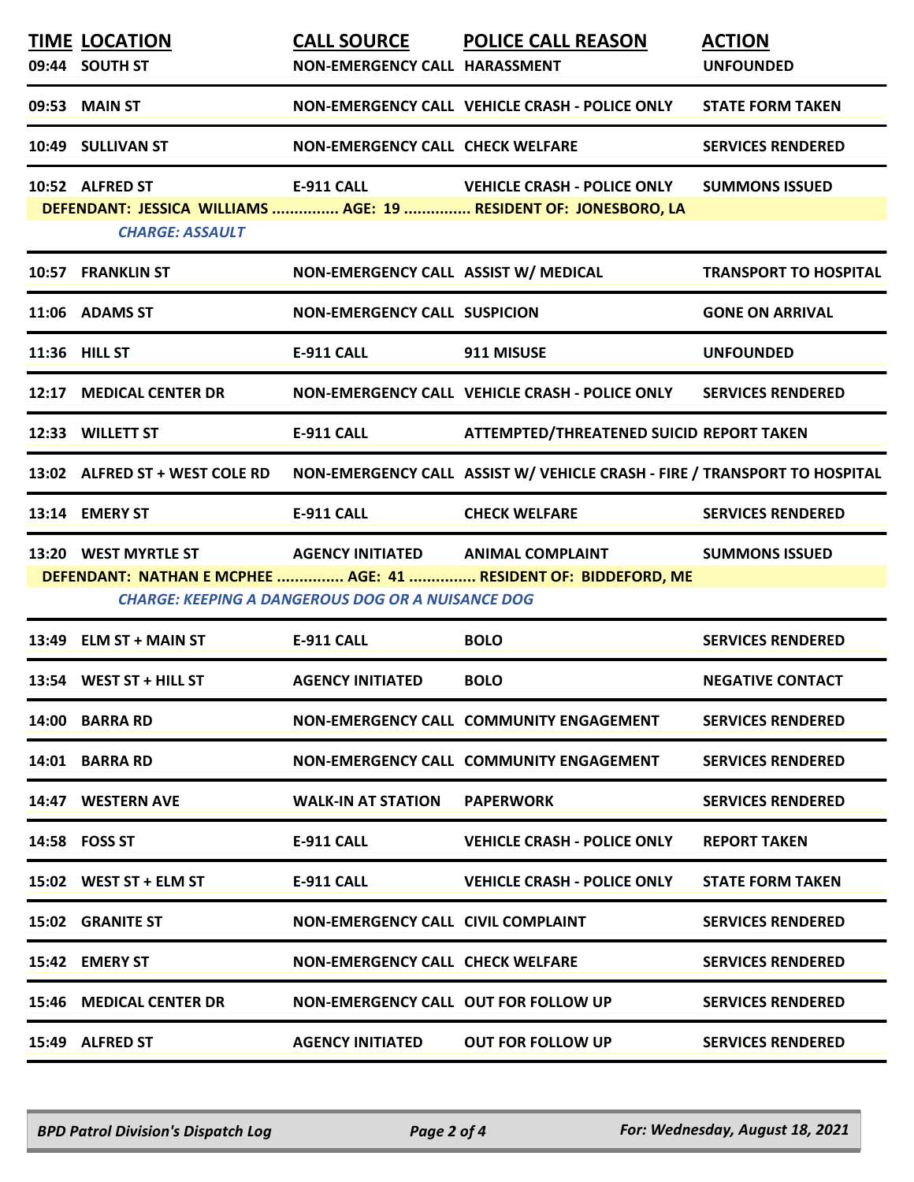| TIME | LOCATION | CALL SOURCE | POLICE CALL REASON | ACTION |
|---|---|---|---|---|
| 09:44 | SOUTH ST | NON-EMERGENCY CALL | HARASSMENT | UNFOUNDED |
| 09:53 | MAIN ST | NON-EMERGENCY CALL | VEHICLE CRASH - POLICE ONLY | STATE FORM TAKEN |
| 10:49 | SULLIVAN ST | NON-EMERGENCY CALL | CHECK WELFARE | SERVICES RENDERED |
| 10:52 | ALFRED ST | E-911 CALL | VEHICLE CRASH - POLICE ONLY | SUMMONS ISSUED |
| | DEFENDANT: JESSICA WILLIAMS ............... AGE: 19 ............... RESIDENT OF: JONESBORO, LA | | | |
| | *CHARGE: ASSAULT* | | | |
| 10:57 | FRANKLIN ST | NON-EMERGENCY CALL | ASSIST W/ MEDICAL | TRANSPORT TO HOSPITAL |
| 11:06 | ADAMS ST | NON-EMERGENCY CALL | SUSPICION | GONE ON ARRIVAL |
| 11:36 | HILL ST | E-911 CALL | 911 MISUSE | UNFOUNDED |
| 12:17 | MEDICAL CENTER DR | NON-EMERGENCY CALL | VEHICLE CRASH - POLICE ONLY | SERVICES RENDERED |
| 12:33 | WILLETT ST | E-911 CALL | ATTEMPTED/THREATENED SUICID | REPORT TAKEN |
| 13:02 | ALFRED ST + WEST COLE RD | NON-EMERGENCY CALL | ASSIST W/ VEHICLE CRASH - FIRE / | TRANSPORT TO HOSPITAL |
| 13:14 | EMERY ST | E-911 CALL | CHECK WELFARE | SERVICES RENDERED |
| 13:20 | WEST MYRTLE ST | AGENCY INITIATED | ANIMAL COMPLAINT | SUMMONS ISSUED |
| | DEFENDANT: NATHAN E MCPHEE ............... AGE: 41 ............... RESIDENT OF: BIDDEFORD, ME | | | |
| | *CHARGE: KEEPING A DANGEROUS DOG OR A NUISANCE DOG* | | | |
| 13:49 | ELM ST + MAIN ST | E-911 CALL | BOLO | SERVICES RENDERED |
| 13:54 | WEST ST + HILL ST | AGENCY INITIATED | BOLO | NEGATIVE CONTACT |
| 14:00 | BARRA RD | NON-EMERGENCY CALL | COMMUNITY ENGAGEMENT | SERVICES RENDERED |
| 14:01 | BARRA RD | NON-EMERGENCY CALL | COMMUNITY ENGAGEMENT | SERVICES RENDERED |
| 14:47 | WESTERN AVE | WALK-IN AT STATION | PAPERWORK | SERVICES RENDERED |
| 14:58 | FOSS ST | E-911 CALL | VEHICLE CRASH - POLICE ONLY | REPORT TAKEN |
| 15:02 | WEST ST + ELM ST | E-911 CALL | VEHICLE CRASH - POLICE ONLY | STATE FORM TAKEN |
| 15:02 | GRANITE ST | NON-EMERGENCY CALL | CIVIL COMPLAINT | SERVICES RENDERED |
| 15:42 | EMERY ST | NON-EMERGENCY CALL | CHECK WELFARE | SERVICES RENDERED |
| 15:46 | MEDICAL CENTER DR | NON-EMERGENCY CALL | OUT FOR FOLLOW UP | SERVICES RENDERED |
| 15:49 | ALFRED ST | AGENCY INITIATED | OUT FOR FOLLOW UP | SERVICES RENDERED |

*BPD Patrol Division's Dispatch Log* — *For: Wednesday, August 18, 2021*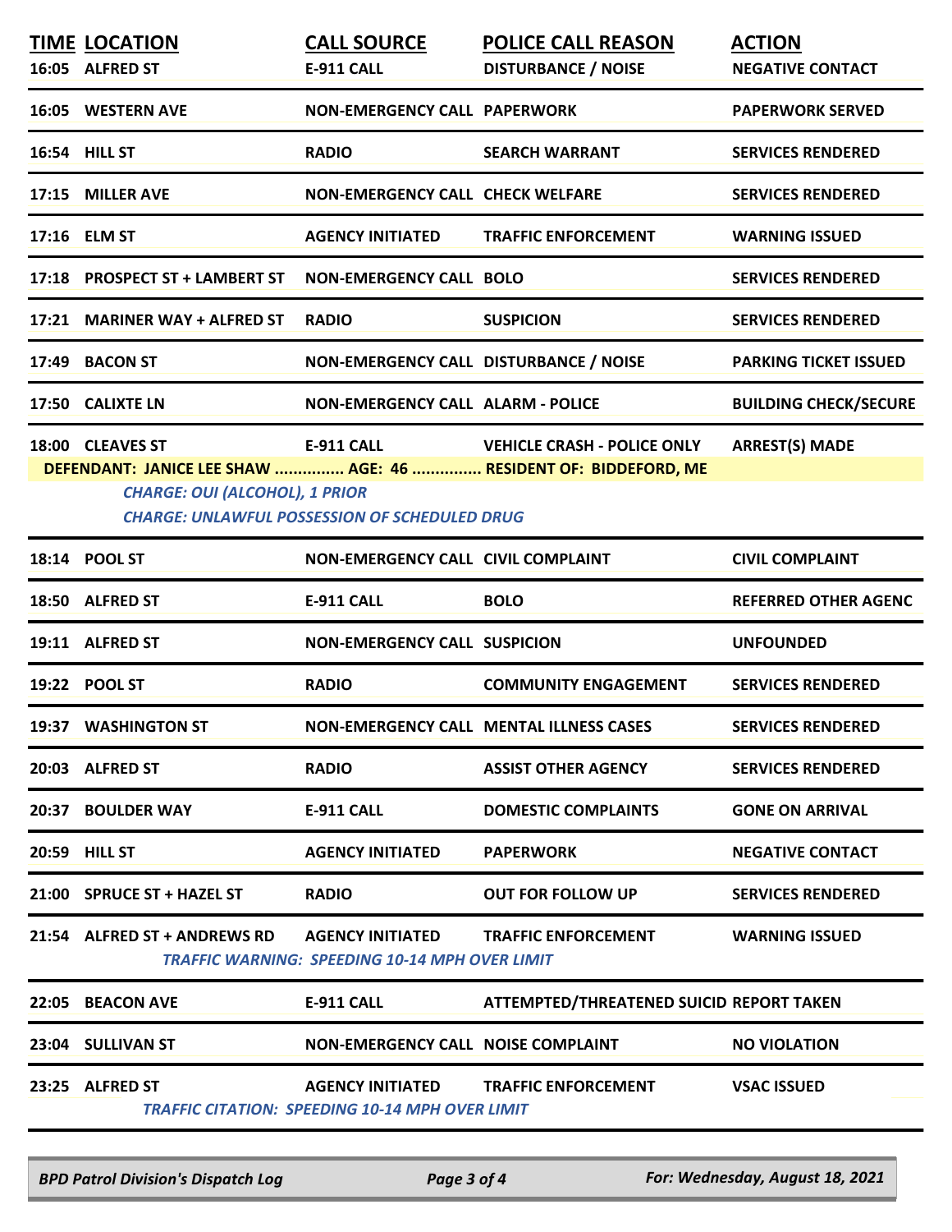| TIME | LOCATION | CALL SOURCE | POLICE CALL REASON | ACTION |
|---|---|---|---|---|
| 16:05 | ALFRED ST | E-911 CALL | DISTURBANCE / NOISE | NEGATIVE CONTACT |
| 16:05 | WESTERN AVE | NON-EMERGENCY CALL | PAPERWORK | PAPERWORK SERVED |
| 16:54 | HILL ST | RADIO | SEARCH WARRANT | SERVICES RENDERED |
| 17:15 | MILLER AVE | NON-EMERGENCY CALL | CHECK WELFARE | SERVICES RENDERED |
| 17:16 | ELM ST | AGENCY INITIATED | TRAFFIC ENFORCEMENT | WARNING ISSUED |
| 17:18 | PROSPECT ST + LAMBERT ST | NON-EMERGENCY CALL | BOLO | SERVICES RENDERED |
| 17:21 | MARINER WAY + ALFRED ST | RADIO | SUSPICION | SERVICES RENDERED |
| 17:49 | BACON ST | NON-EMERGENCY CALL | DISTURBANCE / NOISE | PARKING TICKET ISSUED |
| 17:50 | CALIXTE LN | NON-EMERGENCY CALL | ALARM - POLICE | BUILDING CHECK/SECURE |
| 18:00 | CLEAVES ST | E-911 CALL | VEHICLE CRASH - POLICE ONLY | ARREST(S) MADE |

**DEFENDANT: JANICE LEE SHAW ............... AGE: 46 ............... RESIDENT OF: BIDDEFORD, ME**

*CHARGE: OUI (ALCOHOL), 1 PRIOR*
*CHARGE: UNLAWFUL POSSESSION OF SCHEDULED DRUG*

| TIME | LOCATION | CALL SOURCE | POLICE CALL REASON | ACTION |
|---|---|---|---|---|
| 18:14 | POOL ST | NON-EMERGENCY CALL | CIVIL COMPLAINT | CIVIL COMPLAINT |
| 18:50 | ALFRED ST | E-911 CALL | BOLO | REFERRED OTHER AGENC |
| 19:11 | ALFRED ST | NON-EMERGENCY CALL | SUSPICION | UNFOUNDED |
| 19:22 | POOL ST | RADIO | COMMUNITY ENGAGEMENT | SERVICES RENDERED |
| 19:37 | WASHINGTON ST | NON-EMERGENCY CALL | MENTAL ILLNESS CASES | SERVICES RENDERED |
| 20:03 | ALFRED ST | RADIO | ASSIST OTHER AGENCY | SERVICES RENDERED |
| 20:37 | BOULDER WAY | E-911 CALL | DOMESTIC COMPLAINTS | GONE ON ARRIVAL |
| 20:59 | HILL ST | AGENCY INITIATED | PAPERWORK | NEGATIVE CONTACT |
| 21:00 | SPRUCE ST + HAZEL ST | RADIO | OUT FOR FOLLOW UP | SERVICES RENDERED |
| 21:54 | ALFRED ST + ANDREWS RD | AGENCY INITIATED | TRAFFIC ENFORCEMENT | WARNING ISSUED |

*TRAFFIC WARNING: SPEEDING 10-14 MPH OVER LIMIT*

| TIME | LOCATION | CALL SOURCE | POLICE CALL REASON | ACTION |
|---|---|---|---|---|
| 22:05 | BEACON AVE | E-911 CALL | ATTEMPTED/THREATENED SUICID | REPORT TAKEN |
| 23:04 | SULLIVAN ST | NON-EMERGENCY CALL | NOISE COMPLAINT | NO VIOLATION |
| 23:25 | ALFRED ST | AGENCY INITIATED | TRAFFIC ENFORCEMENT | VSAC ISSUED |

*TRAFFIC CITATION: SPEEDING 10-14 MPH OVER LIMIT*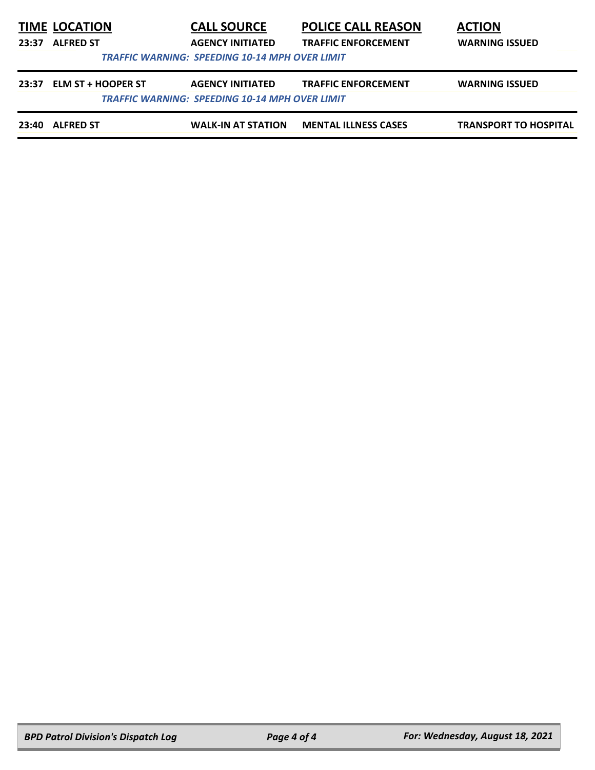| TIME | LOCATION | CALL SOURCE | POLICE CALL REASON | ACTION |
|---|---|---|---|---|
| 23:37 | ALFRED ST | AGENCY INITIATED | TRAFFIC ENFORCEMENT | WARNING ISSUED |
| | | *TRAFFIC WARNING: SPEEDING 10-14 MPH OVER LIMIT* | | |
| 23:37 | ELM ST + HOOPER ST | AGENCY INITIATED | TRAFFIC ENFORCEMENT | WARNING ISSUED |
| | | *TRAFFIC WARNING: SPEEDING 10-14 MPH OVER LIMIT* | | |
| 23:40 | ALFRED ST | WALK-IN AT STATION | MENTAL ILLNESS CASES | TRANSPORT TO HOSPITAL |